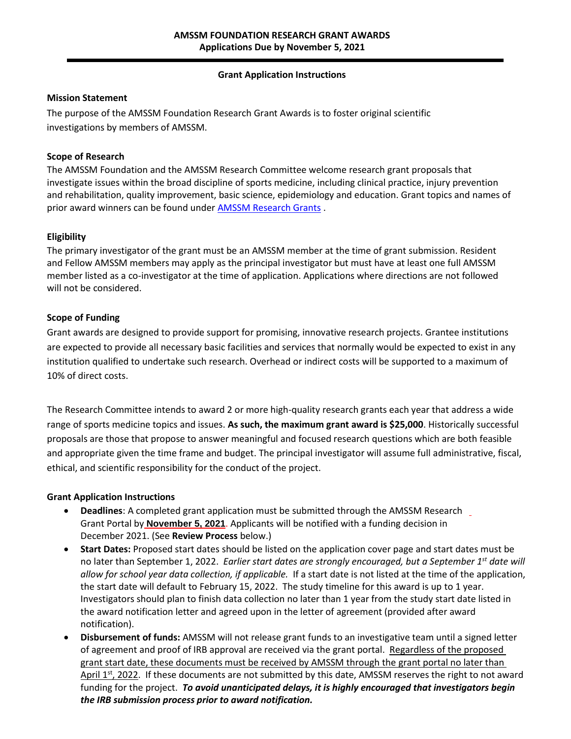**AMSSM FOUNDATION RESEARCH GRANT AWARDS**
**Applications Due by November 5, 2021**

---

**Grant Application Instructions**

### Mission Statement

The purpose of the AMSSM Foundation Research Grant Awards is to foster original scientific investigations by members of AMSSM.

### Scope of Research

The AMSSM Foundation and the AMSSM Research Committee welcome research grant proposals that investigate issues within the broad discipline of sports medicine, including clinical practice, injury prevention and rehabilitation, quality improvement, basic science, epidemiology and education. Grant topics and names of prior award winners can be found under AMSSM Research Grants .

### Eligibility

The primary investigator of the grant must be an AMSSM member at the time of grant submission. Resident and Fellow AMSSM members may apply as the principal investigator but must have at least one full AMSSM member listed as a co-investigator at the time of application. Applications where directions are not followed will not be considered.

### Scope of Funding

Grant awards are designed to provide support for promising, innovative research projects. Grantee institutions are expected to provide all necessary basic facilities and services that normally would be expected to exist in any institution qualified to undertake such research. Overhead or indirect costs will be supported to a maximum of 10% of direct costs.

The Research Committee intends to award 2 or more high-quality research grants each year that address a wide range of sports medicine topics and issues. **As such, the maximum grant award is $25,000**. Historically successful proposals are those that propose to answer meaningful and focused research questions which are both feasible and appropriate given the time frame and budget. The principal investigator will assume full administrative, fiscal, ethical, and scientific responsibility for the conduct of the project.

### Grant Application Instructions

- **Deadlines**: A completed grant application must be submitted through the AMSSM Research Grant Portal by **November 5, 2021**. Applicants will be notified with a funding decision in December 2021. (See **Review Process** below.)
- **Start Dates:** Proposed start dates should be listed on the application cover page and start dates must be no later than September 1, 2022. *Earlier start dates are strongly encouraged, but a September 1st date will allow for school year data collection, if applicable.* If a start date is not listed at the time of the application, the start date will default to February 15, 2022. The study timeline for this award is up to 1 year. Investigators should plan to finish data collection no later than 1 year from the study start date listed in the award notification letter and agreed upon in the letter of agreement (provided after award notification).
- **Disbursement of funds:** AMSSM will not release grant funds to an investigative team until a signed letter of agreement and proof of IRB approval are received via the grant portal. Regardless of the proposed grant start date, these documents must be received by AMSSM through the grant portal no later than April 1st, 2022. If these documents are not submitted by this date, AMSSM reserves the right to not award funding for the project. ***To avoid unanticipated delays, it is highly encouraged that investigators begin the IRB submission process prior to award notification.***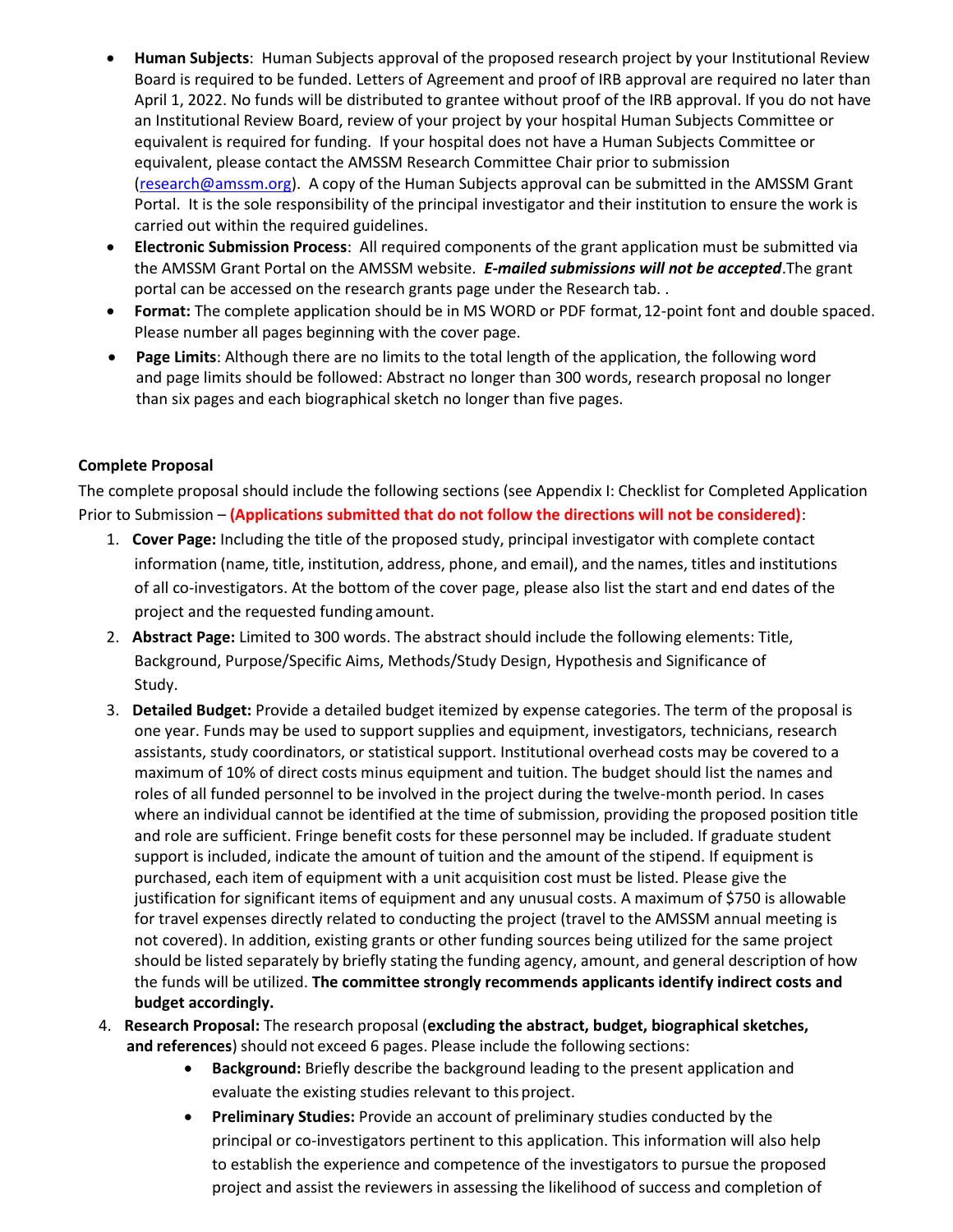- **Human Subjects**: Human Subjects approval of the proposed research project by your Institutional Review Board is required to be funded. Letters of Agreement and proof of IRB approval are required no later than April 1, 2022. No funds will be distributed to grantee without proof of the IRB approval. If you do not have an Institutional Review Board, review of your project by your hospital Human Subjects Committee or equivalent is required for funding. If your hospital does not have a Human Subjects Committee or equivalent, please contact the AMSSM Research Committee Chair prior to submission (research@amssm.org). A copy of the Human Subjects approval can be submitted in the AMSSM Grant Portal. It is the sole responsibility of the principal investigator and their institution to ensure the work is carried out within the required guidelines.
- **Electronic Submission Process**: All required components of the grant application must be submitted via the AMSSM Grant Portal on the AMSSM website. ***E-mailed submissions will not be accepted***.The grant portal can be accessed on the research grants page under the Research tab. .
- **Format:** The complete application should be in MS WORD or PDF format, 12-point font and double spaced. Please number all pages beginning with the cover page.
- **Page Limits**: Although there are no limits to the total length of the application, the following word and page limits should be followed: Abstract no longer than 300 words, research proposal no longer than six pages and each biographical sketch no longer than five pages.

**Complete Proposal**

The complete proposal should include the following sections (see Appendix I: Checklist for Completed Application Prior to Submission – **(Applications submitted that do not follow the directions will not be considered)**:

1. **Cover Page:** Including the title of the proposed study, principal investigator with complete contact information (name, title, institution, address, phone, and email), and the names, titles and institutions of all co-investigators. At the bottom of the cover page, please also list the start and end dates of the project and the requested funding amount.
2. **Abstract Page:** Limited to 300 words. The abstract should include the following elements: Title, Background, Purpose/Specific Aims, Methods/Study Design, Hypothesis and Significance of Study.
3. **Detailed Budget:** Provide a detailed budget itemized by expense categories. The term of the proposal is one year. Funds may be used to support supplies and equipment, investigators, technicians, research assistants, study coordinators, or statistical support. Institutional overhead costs may be covered to a maximum of 10% of direct costs minus equipment and tuition. The budget should list the names and roles of all funded personnel to be involved in the project during the twelve-month period. In cases where an individual cannot be identified at the time of submission, providing the proposed position title and role are sufficient. Fringe benefit costs for these personnel may be included. If graduate student support is included, indicate the amount of tuition and the amount of the stipend. If equipment is purchased, each item of equipment with a unit acquisition cost must be listed. Please give the justification for significant items of equipment and any unusual costs. A maximum of $750 is allowable for travel expenses directly related to conducting the project (travel to the AMSSM annual meeting is not covered). In addition, existing grants or other funding sources being utilized for the same project should be listed separately by briefly stating the funding agency, amount, and general description of how the funds will be utilized. **The committee strongly recommends applicants identify indirect costs and budget accordingly.**
4. **Research Proposal:** The research proposal (**excluding the abstract, budget, biographical sketches, and references**) should not exceed 6 pages. Please include the following sections:
   - **Background:** Briefly describe the background leading to the present application and evaluate the existing studies relevant to this project.
   - **Preliminary Studies:** Provide an account of preliminary studies conducted by the principal or co-investigators pertinent to this application. This information will also help to establish the experience and competence of the investigators to pursue the proposed project and assist the reviewers in assessing the likelihood of success and completion of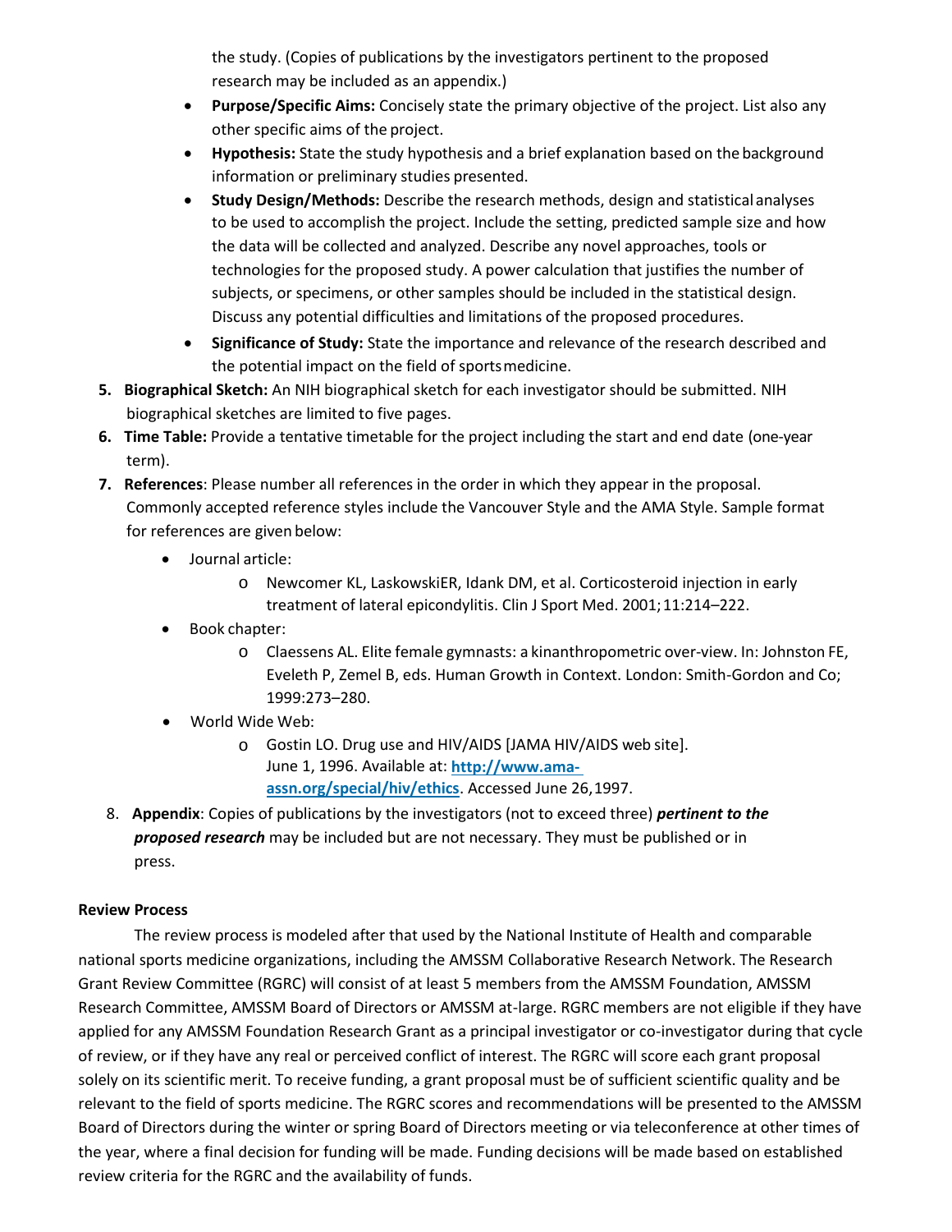the study. (Copies of publications by the investigators pertinent to the proposed research may be included as an appendix.)

- **Purpose/Specific Aims:** Concisely state the primary objective of the project. List also any other specific aims of the project.
- **Hypothesis:** State the study hypothesis and a brief explanation based on the background information or preliminary studies presented.
- **Study Design/Methods:** Describe the research methods, design and statistical analyses to be used to accomplish the project. Include the setting, predicted sample size and how the data will be collected and analyzed. Describe any novel approaches, tools or technologies for the proposed study. A power calculation that justifies the number of subjects, or specimens, or other samples should be included in the statistical design. Discuss any potential difficulties and limitations of the proposed procedures.
- **Significance of Study:** State the importance and relevance of the research described and the potential impact on the field of sports medicine.

5. **Biographical Sketch:** An NIH biographical sketch for each investigator should be submitted. NIH biographical sketches are limited to five pages.
6. **Time Table:** Provide a tentative timetable for the project including the start and end date (one-year term).
7. **References**: Please number all references in the order in which they appear in the proposal. Commonly accepted reference styles include the Vancouver Style and the AMA Style. Sample format for references are given below:
   - Journal article:
     - Newcomer KL, LaskowskiER, Idank DM, et al. Corticosteroid injection in early treatment of lateral epicondylitis. Clin J Sport Med. 2001; 11:214–222.
   - Book chapter:
     - Claessens AL. Elite female gymnasts: a kinanthropometric over-view. In: Johnston FE, Eveleth P, Zemel B, eds. Human Growth in Context. London: Smith-Gordon and Co; 1999:273–280.
   - World Wide Web:
     - Gostin LO. Drug use and HIV/AIDS [JAMA HIV/AIDS web site]. June 1, 1996. Available at: **http://www.ama-assn.org/special/hiv/ethics**. Accessed June 26, 1997.
8. **Appendix**: Copies of publications by the investigators (not to exceed three) ***pertinent to the proposed research*** may be included but are not necessary. They must be published or in press.

**Review Process**

The review process is modeled after that used by the National Institute of Health and comparable national sports medicine organizations, including the AMSSM Collaborative Research Network. The Research Grant Review Committee (RGRC) will consist of at least 5 members from the AMSSM Foundation, AMSSM Research Committee, AMSSM Board of Directors or AMSSM at-large. RGRC members are not eligible if they have applied for any AMSSM Foundation Research Grant as a principal investigator or co-investigator during that cycle of review, or if they have any real or perceived conflict of interest. The RGRC will score each grant proposal solely on its scientific merit. To receive funding, a grant proposal must be of sufficient scientific quality and be relevant to the field of sports medicine. The RGRC scores and recommendations will be presented to the AMSSM Board of Directors during the winter or spring Board of Directors meeting or via teleconference at other times of the year, where a final decision for funding will be made. Funding decisions will be made based on established review criteria for the RGRC and the availability of funds.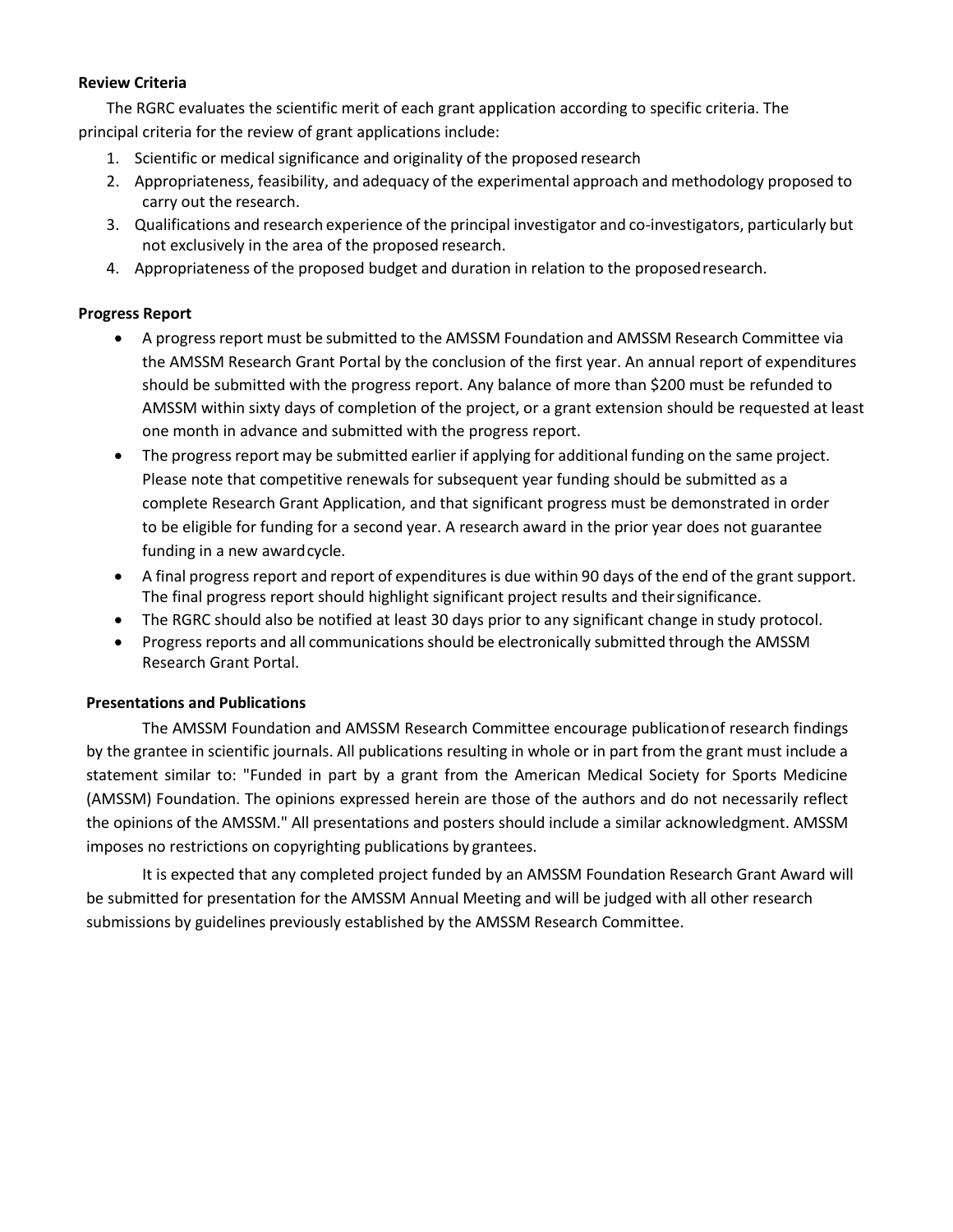### Review Criteria

The RGRC evaluates the scientific merit of each grant application according to specific criteria. The principal criteria for the review of grant applications include:

1. Scientific or medical significance and originality of the proposed research
2. Appropriateness, feasibility, and adequacy of the experimental approach and methodology proposed to carry out the research.
3. Qualifications and research experience of the principal investigator and co-investigators, particularly but not exclusively in the area of the proposed research.
4. Appropriateness of the proposed budget and duration in relation to the proposed research.

### Progress Report

- A progress report must be submitted to the AMSSM Foundation and AMSSM Research Committee via the AMSSM Research Grant Portal by the conclusion of the first year. An annual report of expenditures should be submitted with the progress report. Any balance of more than $200 must be refunded to AMSSM within sixty days of completion of the project, or a grant extension should be requested at least one month in advance and submitted with the progress report.
- The progress report may be submitted earlier if applying for additional funding on the same project. Please note that competitive renewals for subsequent year funding should be submitted as a complete Research Grant Application, and that significant progress must be demonstrated in order to be eligible for funding for a second year. A research award in the prior year does not guarantee funding in a new award cycle.
- A final progress report and report of expenditures is due within 90 days of the end of the grant support. The final progress report should highlight significant project results and their significance.
- The RGRC should also be notified at least 30 days prior to any significant change in study protocol.
- Progress reports and all communications should be electronically submitted through the AMSSM Research Grant Portal.

### Presentations and Publications

The AMSSM Foundation and AMSSM Research Committee encourage publication of research findings by the grantee in scientific journals. All publications resulting in whole or in part from the grant must include a statement similar to: "Funded in part by a grant from the American Medical Society for Sports Medicine (AMSSM) Foundation. The opinions expressed herein are those of the authors and do not necessarily reflect the opinions of the AMSSM." All presentations and posters should include a similar acknowledgment. AMSSM imposes no restrictions on copyrighting publications by grantees.

It is expected that any completed project funded by an AMSSM Foundation Research Grant Award will be submitted for presentation for the AMSSM Annual Meeting and will be judged with all other research submissions by guidelines previously established by the AMSSM Research Committee.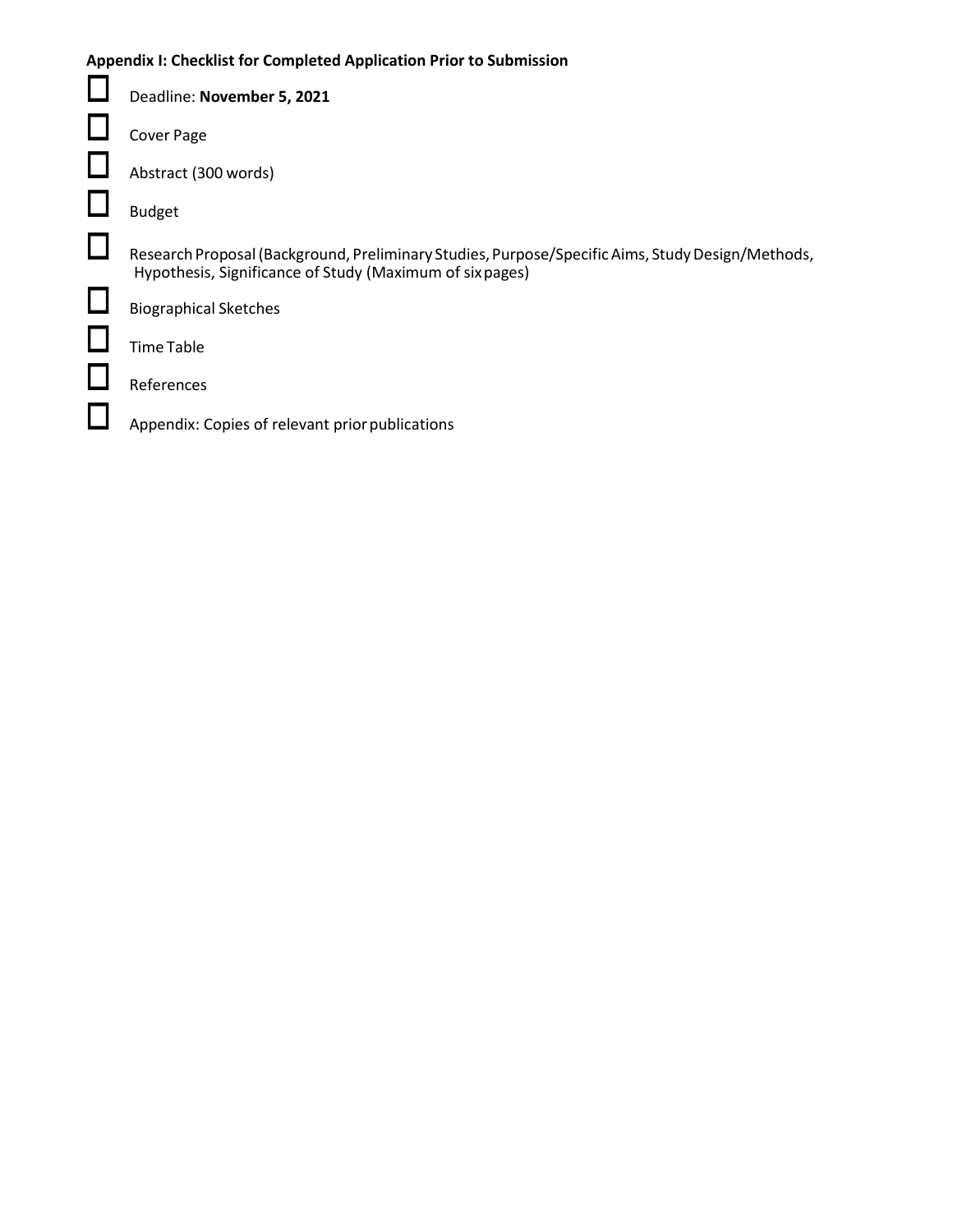**Appendix I: Checklist for Completed Application Prior to Submission**

- [ ] Deadline: **November 5, 2021**
- [ ] Cover Page
- [ ] Abstract (300 words)
- [ ] Budget
- [ ] Research Proposal (Background, Preliminary Studies, Purpose/Specific Aims, Study Design/Methods, Hypothesis, Significance of Study (Maximum of six pages)
- [ ] Biographical Sketches
- [ ] Time Table
- [ ] References
- [ ] Appendix: Copies of relevant prior publications